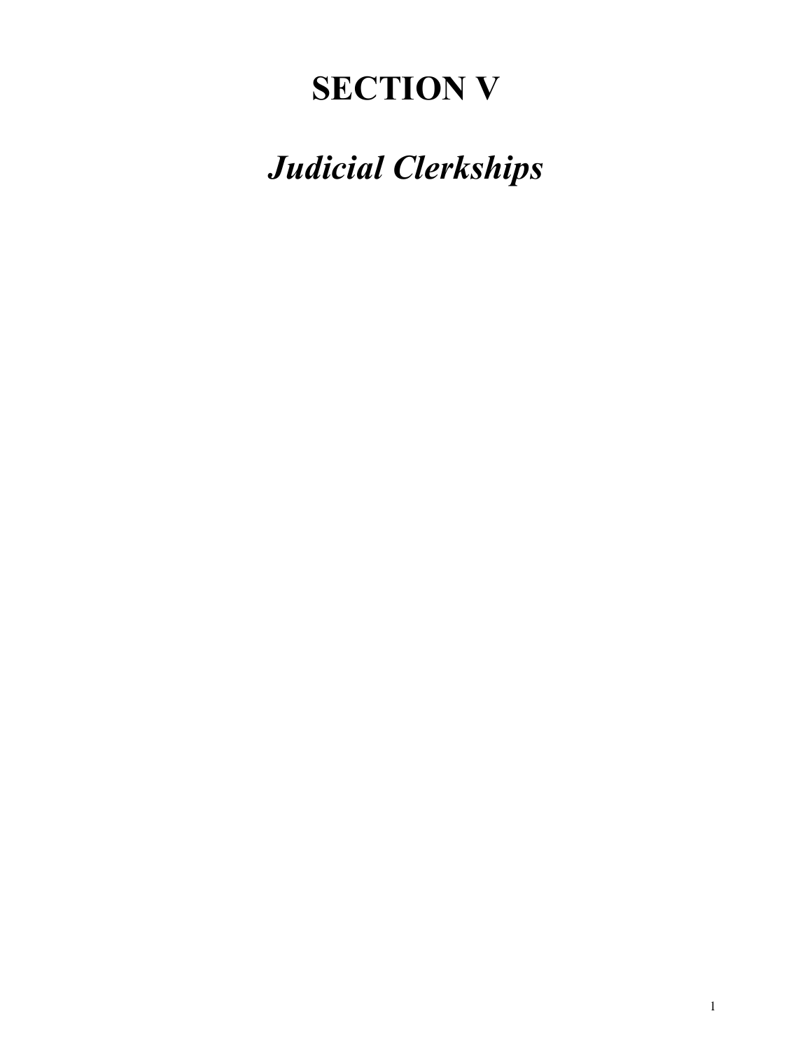# SECTION V

## *Judicial Clerkships*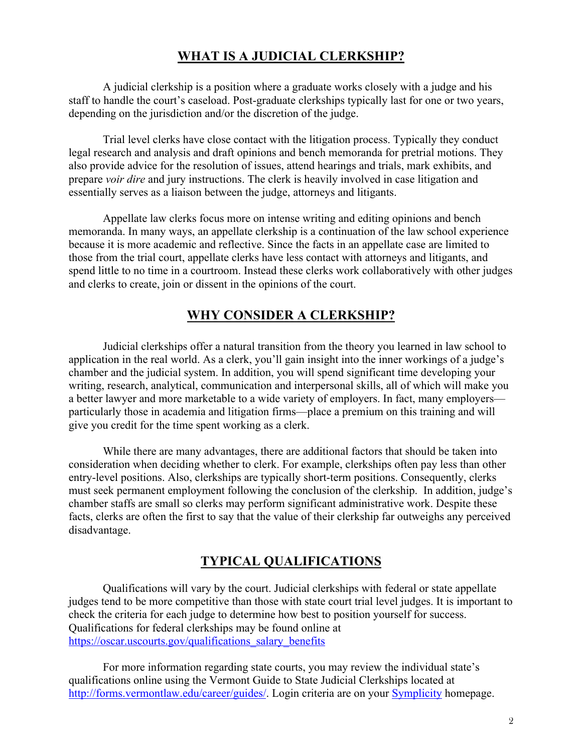## WHAT IS A JUDICIAL CLERKSHIP?

A judicial clerkship is a position where a graduate works closely with a judge and his staff to handle the court's caseload. Post-graduate clerkships typically last for one or two years, depending on the jurisdiction and/or the discretion of the judge.

Trial level clerks have close contact with the litigation process. Typically they conduct legal research and analysis and draft opinions and bench memoranda for pretrial motions. They also provide advice for the resolution of issues, attend hearings and trials, mark exhibits, and prepare *voir dire* and jury instructions. The clerk is heavily involved in case litigation and essentially serves as a liaison between the judge, attorneys and litigants.

Appellate law clerks focus more on intense writing and editing opinions and bench memoranda. In many ways, an appellate clerkship is a continuation of the law school experience because it is more academic and reflective. Since the facts in an appellate case are limited to those from the trial court, appellate clerks have less contact with attorneys and litigants, and spend little to no time in a courtroom. Instead these clerks work collaboratively with other judges and clerks to create, join or dissent in the opinions of the court.

## WHY CONSIDER A CLERKSHIP?

Judicial clerkships offer a natural transition from the theory you learned in law school to application in the real world. As a clerk, you'll gain insight into the inner workings of a judge's chamber and the judicial system. In addition, you will spend significant time developing your writing, research, analytical, communication and interpersonal skills, all of which will make you a better lawyer and more marketable to a wide variety of employers. In fact, many employers—particularly those in academia and litigation firms—place a premium on this training and will give you credit for the time spent working as a clerk.

While there are many advantages, there are additional factors that should be taken into consideration when deciding whether to clerk. For example, clerkships often pay less than other entry-level positions. Also, clerkships are typically short-term positions. Consequently, clerks must seek permanent employment following the conclusion of the clerkship. In addition, judge's chamber staffs are small so clerks may perform significant administrative work. Despite these facts, clerks are often the first to say that the value of their clerkship far outweighs any perceived disadvantage.

## TYPICAL QUALIFICATIONS

Qualifications will vary by the court. Judicial clerkships with federal or state appellate judges tend to be more competitive than those with state court trial level judges. It is important to check the criteria for each judge to determine how best to position yourself for success. Qualifications for federal clerkships may be found online at [https://oscar.uscourts.gov/qualifications_salary_benefits](https://oscar.uscourts.gov/qualifications_salary_benefits)

For more information regarding state courts, you may review the individual state's qualifications online using the Vermont Guide to State Judicial Clerkships located at [http://forms.vermontlaw.edu/career/guides/](http://forms.vermontlaw.edu/career/guides/). Login criteria are on your Symplicity homepage.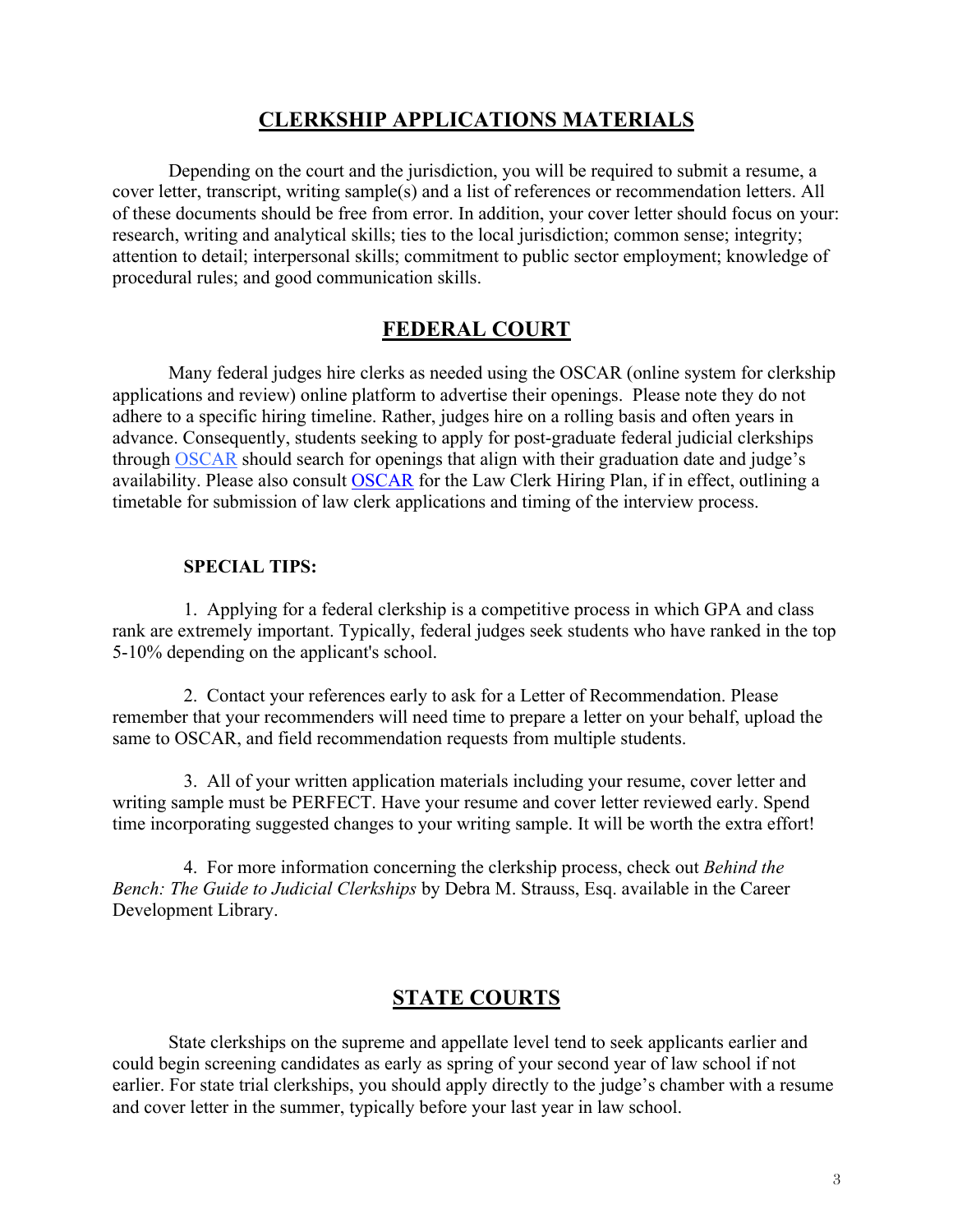## CLERKSHIP APPLICATIONS MATERIALS

Depending on the court and the jurisdiction, you will be required to submit a resume, a cover letter, transcript, writing sample(s) and a list of references or recommendation letters. All of these documents should be free from error. In addition, your cover letter should focus on your: research, writing and analytical skills; ties to the local jurisdiction; common sense; integrity; attention to detail; interpersonal skills; commitment to public sector employment; knowledge of procedural rules; and good communication skills.

## FEDERAL COURT

Many federal judges hire clerks as needed using the OSCAR (online system for clerkship applications and review) online platform to advertise their openings. Please note they do not adhere to a specific hiring timeline. Rather, judges hire on a rolling basis and often years in advance. Consequently, students seeking to apply for post-graduate federal judicial clerkships through OSCAR should search for openings that align with their graduation date and judge's availability. Please also consult OSCAR for the Law Clerk Hiring Plan, if in effect, outlining a timetable for submission of law clerk applications and timing of the interview process.

**SPECIAL TIPS:**

1. Applying for a federal clerkship is a competitive process in which GPA and class rank are extremely important. Typically, federal judges seek students who have ranked in the top 5-10% depending on the applicant's school.

2. Contact your references early to ask for a Letter of Recommendation. Please remember that your recommenders will need time to prepare a letter on your behalf, upload the same to OSCAR, and field recommendation requests from multiple students.

3. All of your written application materials including your resume, cover letter and writing sample must be PERFECT. Have your resume and cover letter reviewed early. Spend time incorporating suggested changes to your writing sample. It will be worth the extra effort!

4. For more information concerning the clerkship process, check out *Behind the Bench: The Guide to Judicial Clerkships* by Debra M. Strauss, Esq. available in the Career Development Library.

## STATE COURTS

State clerkships on the supreme and appellate level tend to seek applicants earlier and could begin screening candidates as early as spring of your second year of law school if not earlier. For state trial clerkships, you should apply directly to the judge's chamber with a resume and cover letter in the summer, typically before your last year in law school.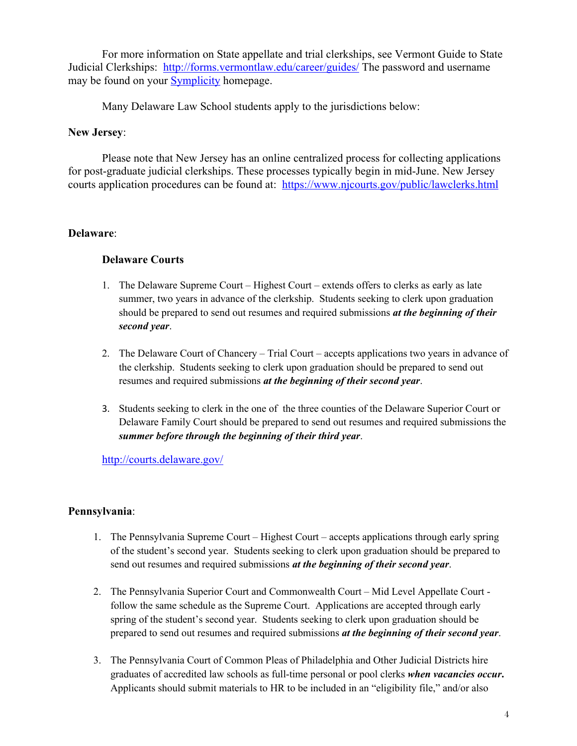For more information on State appellate and trial clerkships, see Vermont Guide to State Judicial Clerkships: [http://forms.vermontlaw.edu/career/guides/](http://forms.vermontlaw.edu/career/guides/) The password and username may be found on your [Symplicity](#) homepage.

Many Delaware Law School students apply to the jurisdictions below:

**New Jersey**:

Please note that New Jersey has an online centralized process for collecting applications for post-graduate judicial clerkships. These processes typically begin in mid-June. New Jersey courts application procedures can be found at: [https://www.njcourts.gov/public/lawclerks.html](https://www.njcourts.gov/public/lawclerks.html)

**Delaware**:

**Delaware Courts**

1. The Delaware Supreme Court – Highest Court – extends offers to clerks as early as late summer, two years in advance of the clerkship. Students seeking to clerk upon graduation should be prepared to send out resumes and required submissions ***at the beginning of their second year***.

2. The Delaware Court of Chancery – Trial Court – accepts applications two years in advance of the clerkship. Students seeking to clerk upon graduation should be prepared to send out resumes and required submissions ***at the beginning of their second year***.

3. Students seeking to clerk in the one of the three counties of the Delaware Superior Court or Delaware Family Court should be prepared to send out resumes and required submissions the ***summer before through the beginning of their third year***.

[http://courts.delaware.gov/](http://courts.delaware.gov/)

**Pennsylvania**:

1. The Pennsylvania Supreme Court – Highest Court – accepts applications through early spring of the student's second year. Students seeking to clerk upon graduation should be prepared to send out resumes and required submissions ***at the beginning of their second year***.

2. The Pennsylvania Superior Court and Commonwealth Court – Mid Level Appellate Court - follow the same schedule as the Supreme Court. Applications are accepted through early spring of the student's second year. Students seeking to clerk upon graduation should be prepared to send out resumes and required submissions ***at the beginning of their second year***.

3. The Pennsylvania Court of Common Pleas of Philadelphia and Other Judicial Districts hire graduates of accredited law schools as full-time personal or pool clerks ***when vacancies occur.*** Applicants should submit materials to HR to be included in an "eligibility file," and/or also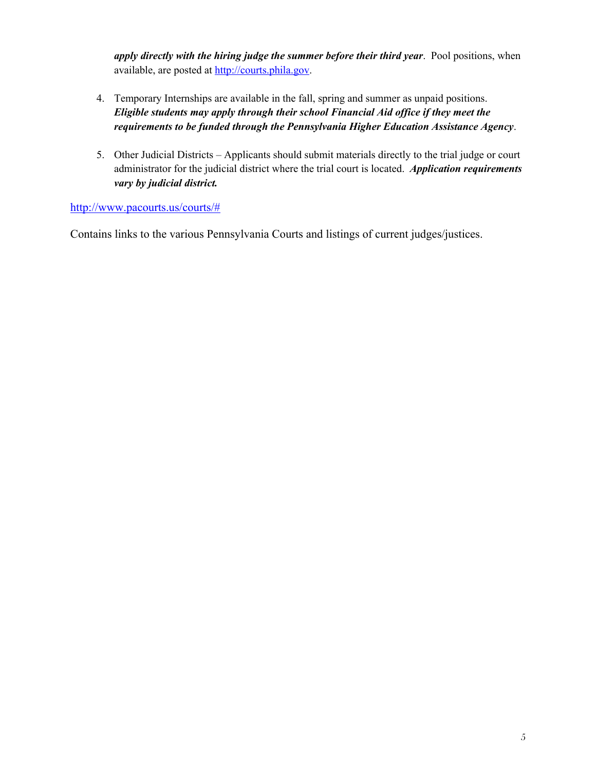***apply directly with the hiring judge the summer before their third year***. Pool positions, when available, are posted at http://courts.phila.gov.

4. Temporary Internships are available in the fall, spring and summer as unpaid positions. ***Eligible students may apply through their school Financial Aid office if they meet the requirements to be funded through the Pennsylvania Higher Education Assistance Agency***.

5. Other Judicial Districts – Applicants should submit materials directly to the trial judge or court administrator for the judicial district where the trial court is located. ***Application requirements vary by judicial district.***

http://www.pacourts.us/courts/#

Contains links to the various Pennsylvania Courts and listings of current judges/justices.